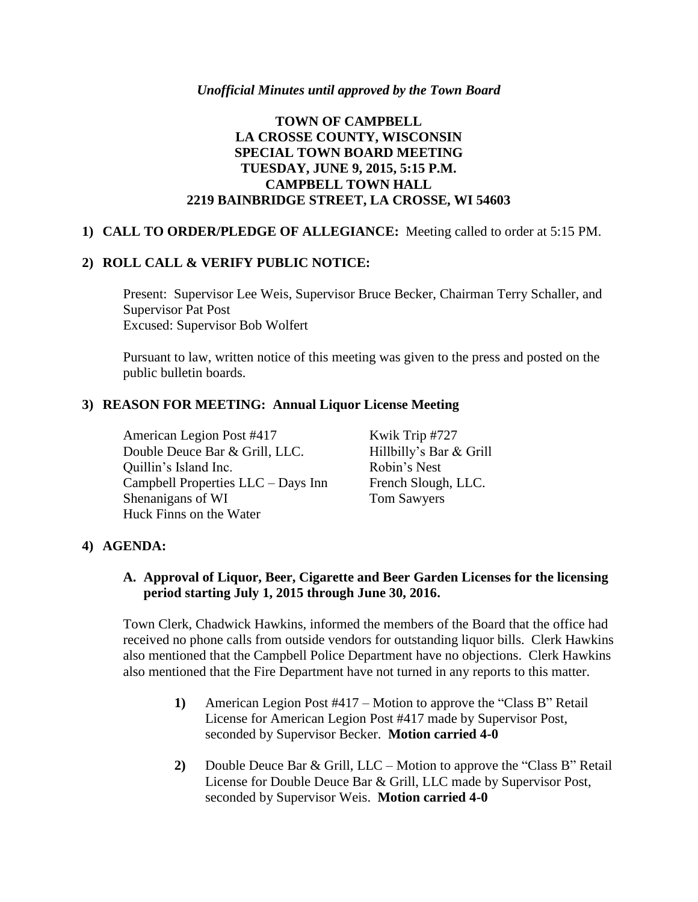*Unofficial Minutes until approved by the Town Board*

# TOWN OF CAMPBELL
# LA CROSSE COUNTY, WISCONSIN
# SPECIAL TOWN BOARD MEETING
# TUESDAY, JUNE 9, 2015, 5:15 P.M.
# CAMPBELL TOWN HALL
# 2219 BAINBRIDGE STREET, LA CROSSE, WI 54603

**1) CALL TO ORDER/PLEDGE OF ALLEGIANCE:** Meeting called to order at 5:15 PM.

**2) ROLL CALL & VERIFY PUBLIC NOTICE:**

Present: Supervisor Lee Weis, Supervisor Bruce Becker, Chairman Terry Schaller, and Supervisor Pat Post
Excused: Supervisor Bob Wolfert

Pursuant to law, written notice of this meeting was given to the press and posted on the public bulletin boards.

**3) REASON FOR MEETING: Annual Liquor License Meeting**

American Legion Post #417
Double Deuce Bar & Grill, LLC.
Quillin's Island Inc.
Campbell Properties LLC – Days Inn
Shenanigans of WI
Huck Finns on the Water
Kwik Trip #727
Hillbilly's Bar & Grill
Robin's Nest
French Slough, LLC.
Tom Sawyers

**4) AGENDA:**

**A. Approval of Liquor, Beer, Cigarette and Beer Garden Licenses for the licensing period starting July 1, 2015 through June 30, 2016.**

Town Clerk, Chadwick Hawkins, informed the members of the Board that the office had received no phone calls from outside vendors for outstanding liquor bills. Clerk Hawkins also mentioned that the Campbell Police Department have no objections. Clerk Hawkins also mentioned that the Fire Department have not turned in any reports to this matter.

1) American Legion Post #417 – Motion to approve the "Class B" Retail License for American Legion Post #417 made by Supervisor Post, seconded by Supervisor Becker. **Motion carried 4-0**

2) Double Deuce Bar & Grill, LLC – Motion to approve the "Class B" Retail License for Double Deuce Bar & Grill, LLC made by Supervisor Post, seconded by Supervisor Weis. **Motion carried 4-0**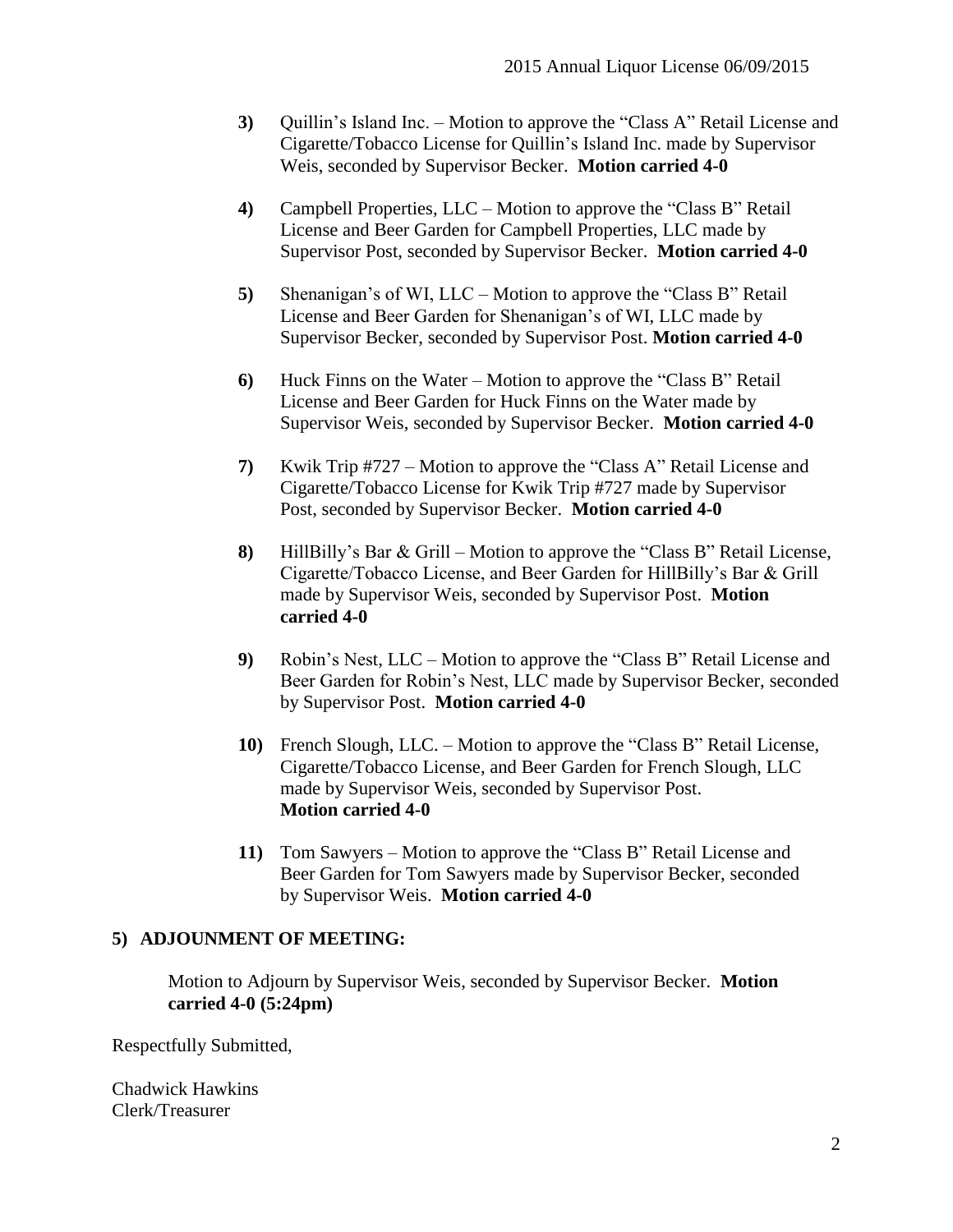3) Quillin's Island Inc. – Motion to approve the "Class A" Retail License and Cigarette/Tobacco License for Quillin's Island Inc. made by Supervisor Weis, seconded by Supervisor Becker. **Motion carried 4-0**

4) Campbell Properties, LLC – Motion to approve the "Class B" Retail License and Beer Garden for Campbell Properties, LLC made by Supervisor Post, seconded by Supervisor Becker. **Motion carried 4-0**

5) Shenanigan's of WI, LLC – Motion to approve the "Class B" Retail License and Beer Garden for Shenanigan's of WI, LLC made by Supervisor Becker, seconded by Supervisor Post. **Motion carried 4-0**

6) Huck Finns on the Water – Motion to approve the "Class B" Retail License and Beer Garden for Huck Finns on the Water made by Supervisor Weis, seconded by Supervisor Becker. **Motion carried 4-0**

7) Kwik Trip #727 – Motion to approve the "Class A" Retail License and Cigarette/Tobacco License for Kwik Trip #727 made by Supervisor Post, seconded by Supervisor Becker. **Motion carried 4-0**

8) HillBilly's Bar & Grill – Motion to approve the "Class B" Retail License, Cigarette/Tobacco License, and Beer Garden for HillBilly's Bar & Grill made by Supervisor Weis, seconded by Supervisor Post. **Motion carried 4-0**

9) Robin's Nest, LLC – Motion to approve the "Class B" Retail License and Beer Garden for Robin's Nest, LLC made by Supervisor Becker, seconded by Supervisor Post. **Motion carried 4-0**

10) French Slough, LLC. – Motion to approve the "Class B" Retail License, Cigarette/Tobacco License, and Beer Garden for French Slough, LLC made by Supervisor Weis, seconded by Supervisor Post. **Motion carried 4-0**

11) Tom Sawyers – Motion to approve the "Class B" Retail License and Beer Garden for Tom Sawyers made by Supervisor Becker, seconded by Supervisor Weis. **Motion carried 4-0**

**5) ADJOUNMENT OF MEETING:**

Motion to Adjourn by Supervisor Weis, seconded by Supervisor Becker. **Motion carried 4-0 (5:24pm)**

Respectfully Submitted,

Chadwick Hawkins
Clerk/Treasurer